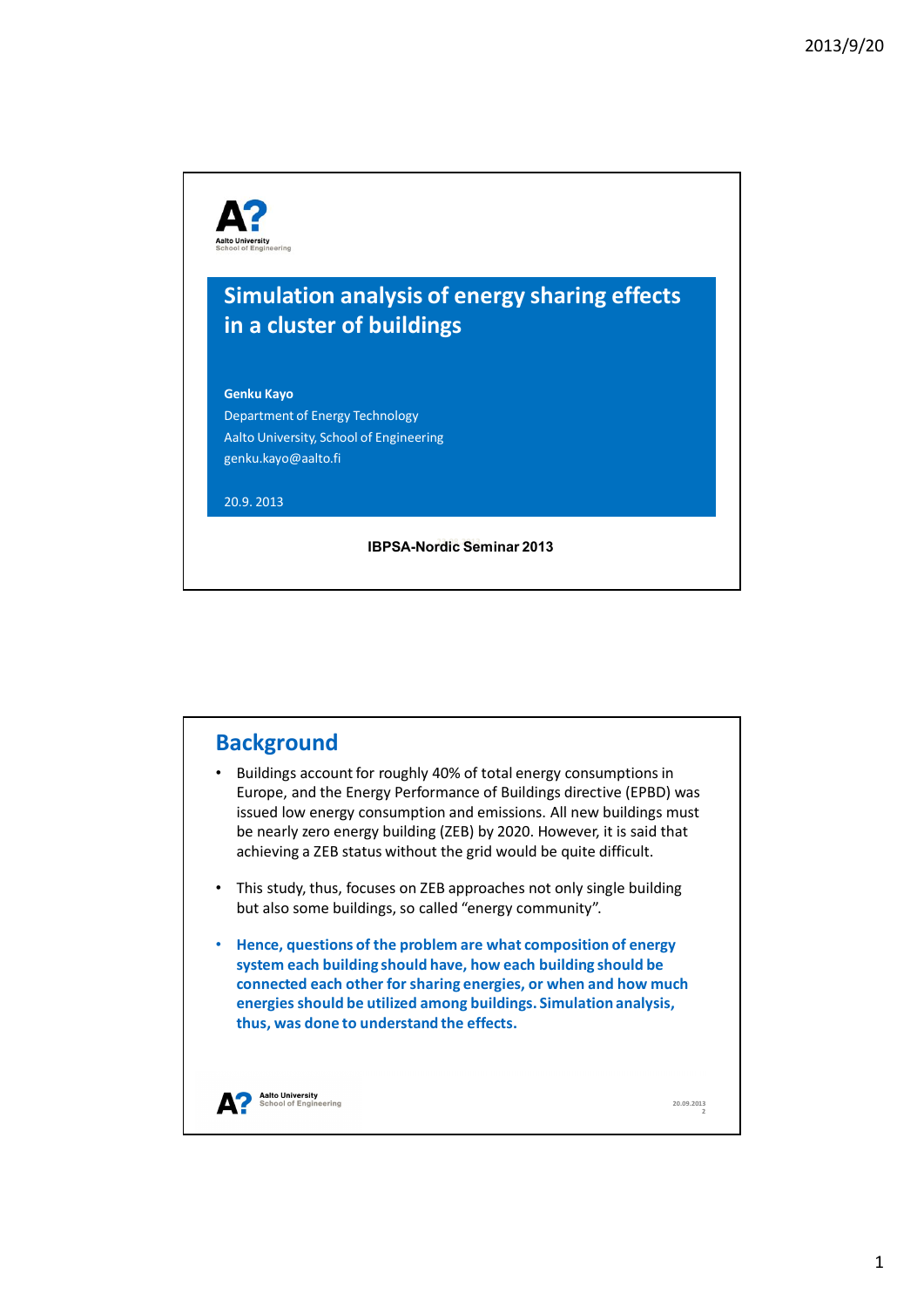# Simulation analysis of energy sharing effects in a cluster of buildings

**Genku Kayo**

Department of Energy Technology

Aalto University, School of Engineering

genku.kayo@aalto.fi

20.9. 2013

**IBPSA-Nordic Seminar 2013**

## Background

- Buildings account for roughly 40% of total energy consumptions in Europe, and the Energy Performance of Buildings directive (EPBD) was issued low energy consumption and emissions. All new buildings must be nearly zero energy building (ZEB) by 2020. However, it is said that achieving a ZEB status without the grid would be quite difficult.
- This study, thus, focuses on ZEB approaches not only single building but also some buildings, so called "energy community".
- **Hence, questions of the problem are what composition of energy system each building should have, how each building should be connected each other for sharing energies, or when and how much energies should be utilized among buildings. Simulation analysis, thus, was done to understand the effects.**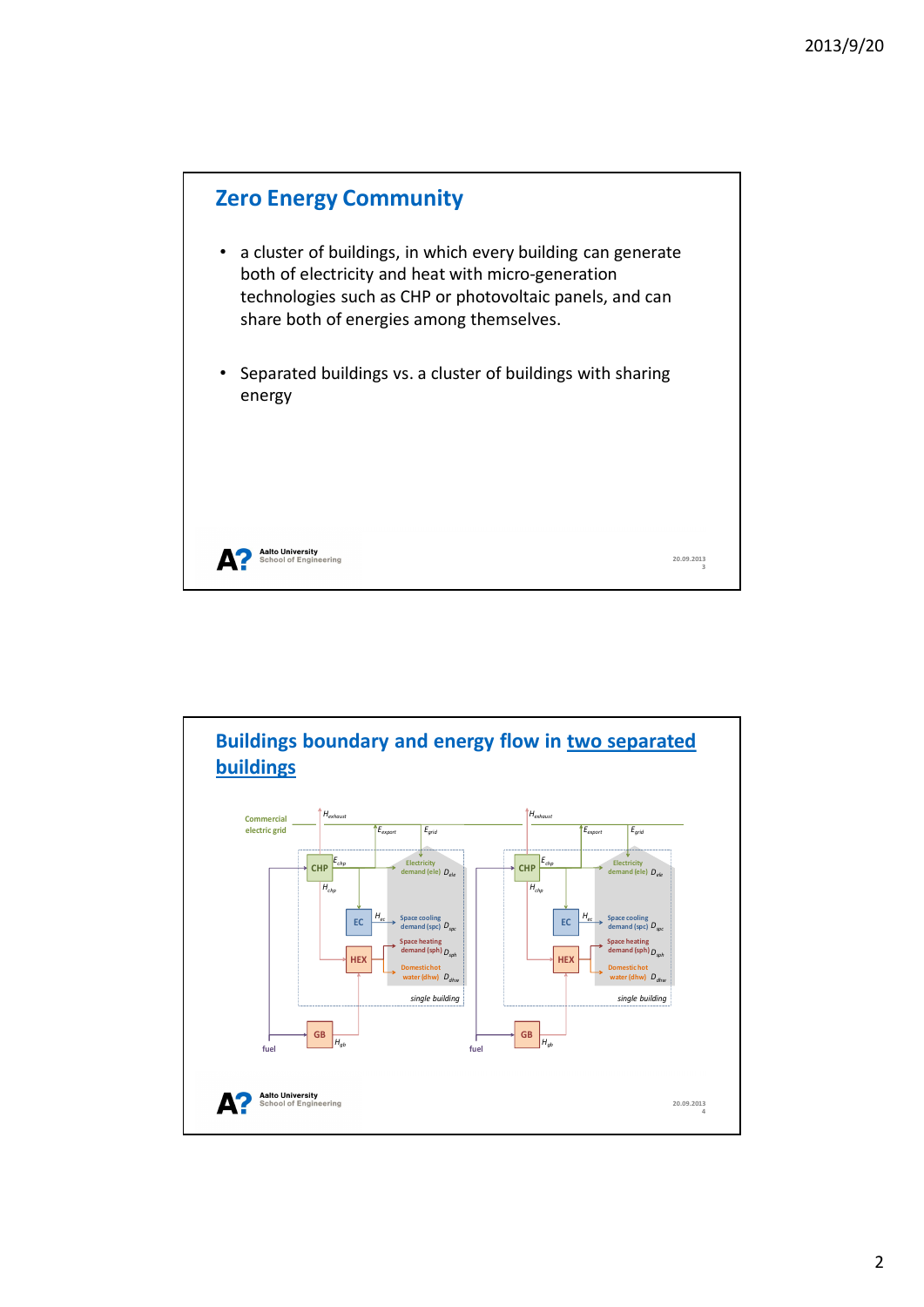## Zero Energy Community

- a cluster of buildings, in which every building can generate both of electricity and heat with micro-generation technologies such as CHP or photovoltaic panels, and can share both of energies among themselves.
- Separated buildings vs. a cluster of buildings with sharing energy

## Buildings boundary and energy flow in <u>two separated buildings</u>

Commercial electric grid

$H_{exhaust}$ $E_{export}$ $E_{grid}$ $H_{exhaust}$ $E_{export}$ $E_{grid}$

CHP $E_{chp}$ $H_{chp}$ Electricity demand (ele) $D_{ele}$ CHP $E_{chp}$ $H_{chp}$ Electricity demand (ele) $D_{ele}$

EC $H_{ec}$ Space cooling demand (spc) $D_{spc}$ EC $H_{ec}$ Space cooling demand (spc) $D_{spc}$

HEX Space heating demand (sph) $D_{sph}$ HEX Space heating demand (sph) $D_{sph}$

Domestic hot water (dhw) $D_{dhw}$ Domestic hot water (dhw) $D_{dhw}$

*single building* *single building*

fuel GB $H_{gb}$ fuel GB $H_{gb}$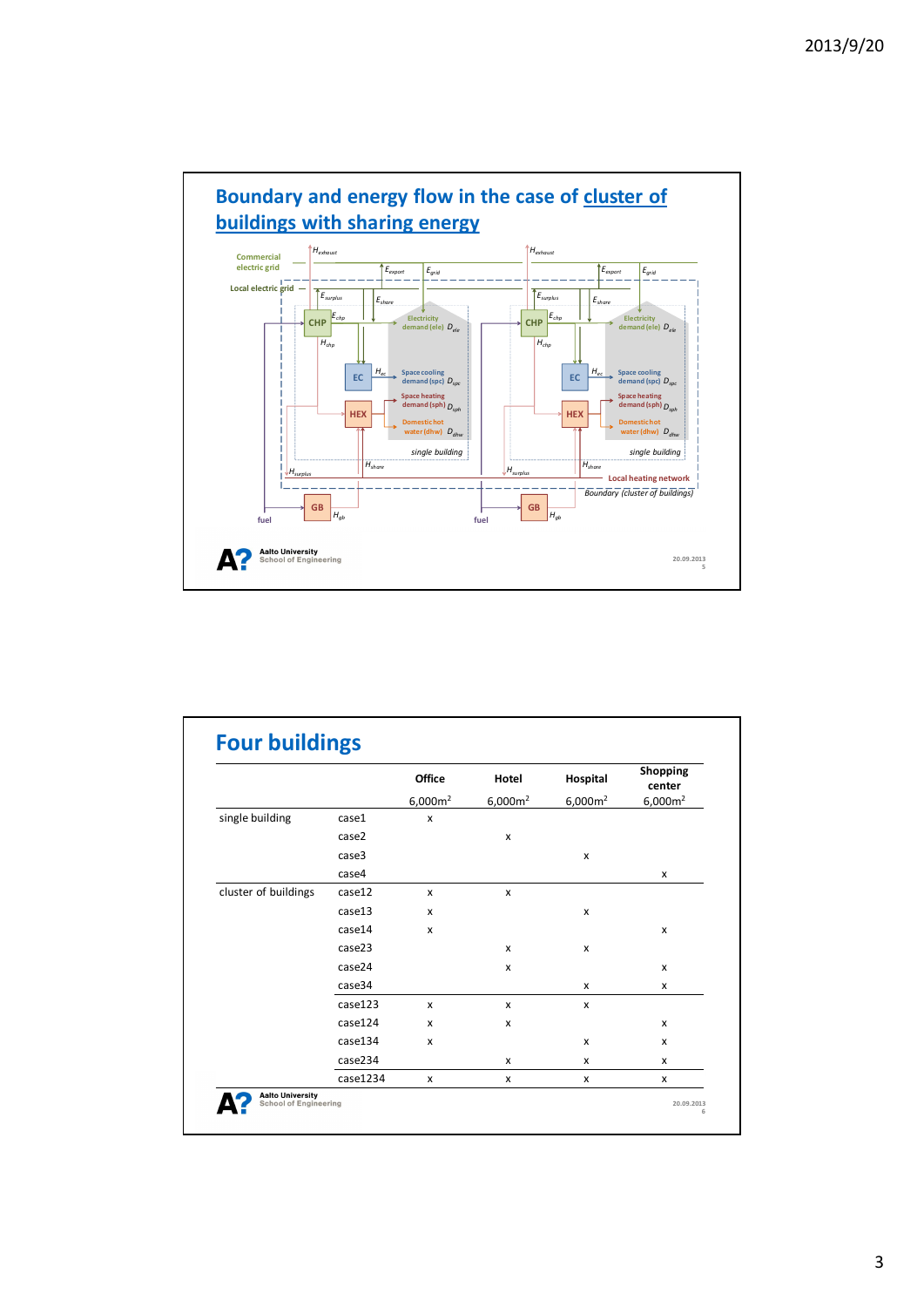## Boundary and energy flow in the case of cluster of buildings with sharing energy

Commercial electric grid

Local electric grid

$H_{exhaust}$ $E_{export}$ $E_{grid}$ $E_{surplus}$ $E_{share}$ $E_{chp}$ $H_{chp}$ $H_{ec}$ $H_{share}$ $H_{surplus}$ $H_{gb}$

CHP, EC, HEX, GB

Electricity demand (ele) $D_{ele}$

Space cooling demand (spc) $D_{spc}$

Space heating demand (sph) $D_{sph}$

Domestic hot water (dhw) $D_{dhw}$

single building

Local heating network

Boundary (cluster of buildings)

fuel

## Four buildings

| | | Office 6,000m² | Hotel 6,000m² | Hospital 6,000m² | Shopping center 6,000m² |
|---|---|---|---|---|---|
| single building | case1 | x | | | |
| | case2 | | x | | |
| | case3 | | | x | |
| | case4 | | | | x |
| cluster of buildings | case12 | x | x | | |
| | case13 | x | | x | |
| | case14 | x | | | x |
| | case23 | | x | x | |
| | case24 | | x | | x |
| | case34 | | | x | x |
| | case123 | x | x | x | |
| | case124 | x | x | | x |
| | case134 | x | | x | x |
| | case234 | | x | x | x |
| | case1234 | x | x | x | x |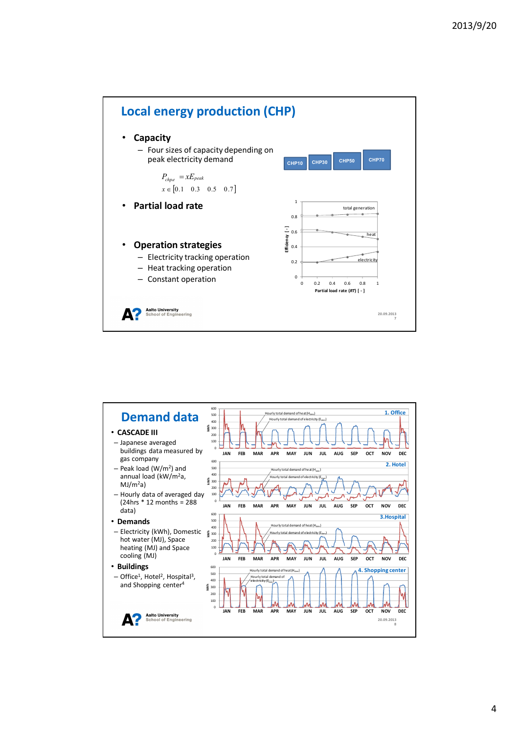## Local energy production (CHP)

- **Capacity**
  - Four sizes of capacity depending on peak electricity demand

$$P_{chp,e} = xE_{peak}$$

$$x \in [0.1 \quad 0.3 \quad 0.5 \quad 0.7]$$

CHP10 CHP30 CHP50 CHP70

- **Partial load rate**

- **Operation strategies**
  - Electricity tracking operation
  - Heat tracking operation
  - Constant operation

## Demand data

- **CASCADE III**
  - Japanese averaged buildings data measured by gas company
  - Peak load (W/m$^2$) and annual load (kW/m$^2$a, MJ/m$^2$a)
  - Hourly data of averaged day (24hrs * 12 months = 288 data)
- **Demands**
  - Electricity (kWh), Domestic hot water (MJ), Space heating (MJ) and Space cooling (MJ)
- **Buildings**
  - Office[1], Hotel[2], Hospital[3], and Shopping center[4]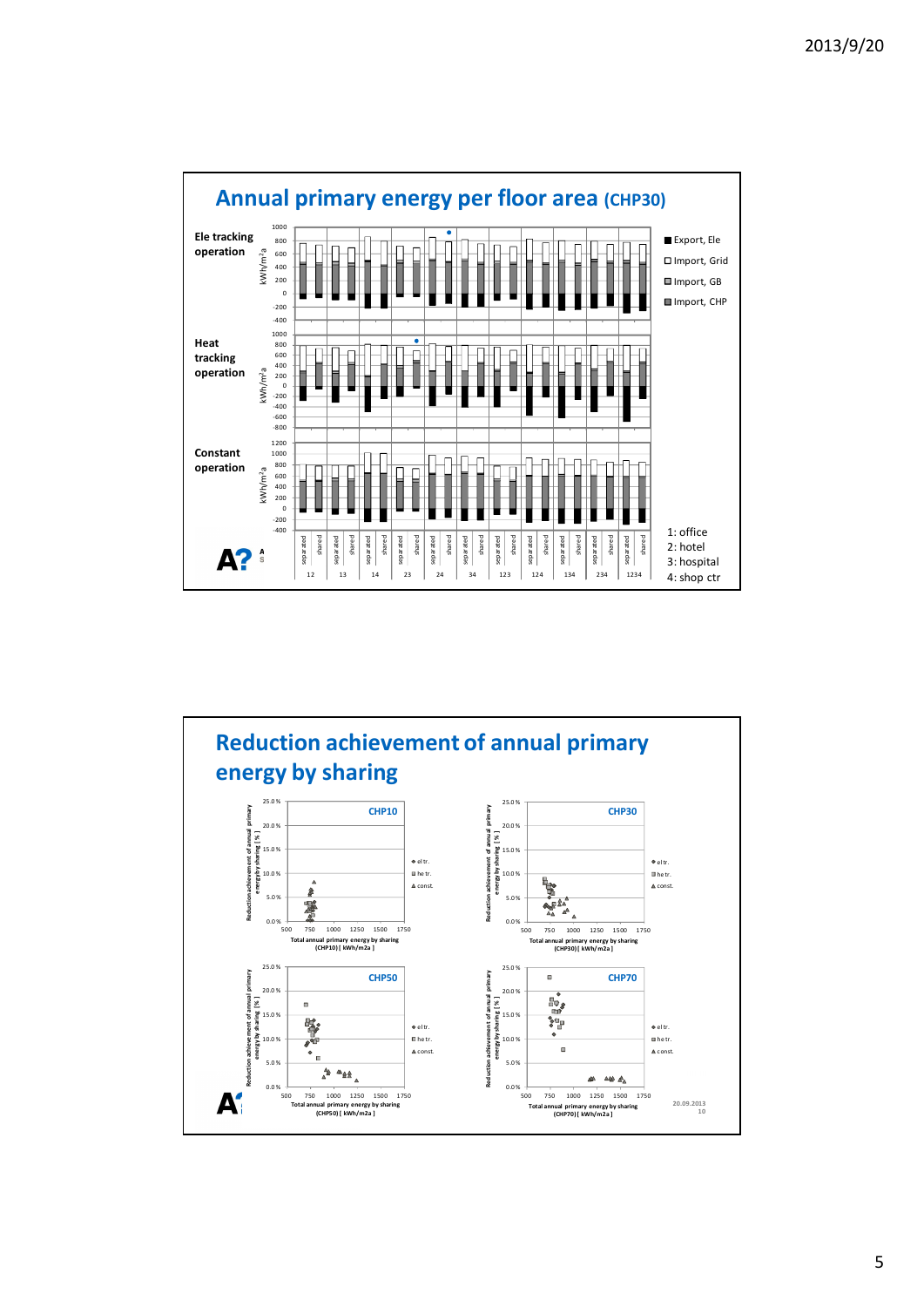## Annual primary energy per floor area (CHP30)

Ele tracking operation

Heat tracking operation

Constant operation

Export, Ele

Import, Grid

Import, GB

Import, CHP

1: office

2: hotel

3: hospital

4: shop ctr

## Reduction achievement of annual primary energy by sharing

CHP10

CHP30

CHP50

CHP70

el tr.

he tr.

const.

Total annual primary energy by sharing [ kWh/m2a ]

Reduction achievement of annual primary energy by sharing [ % ]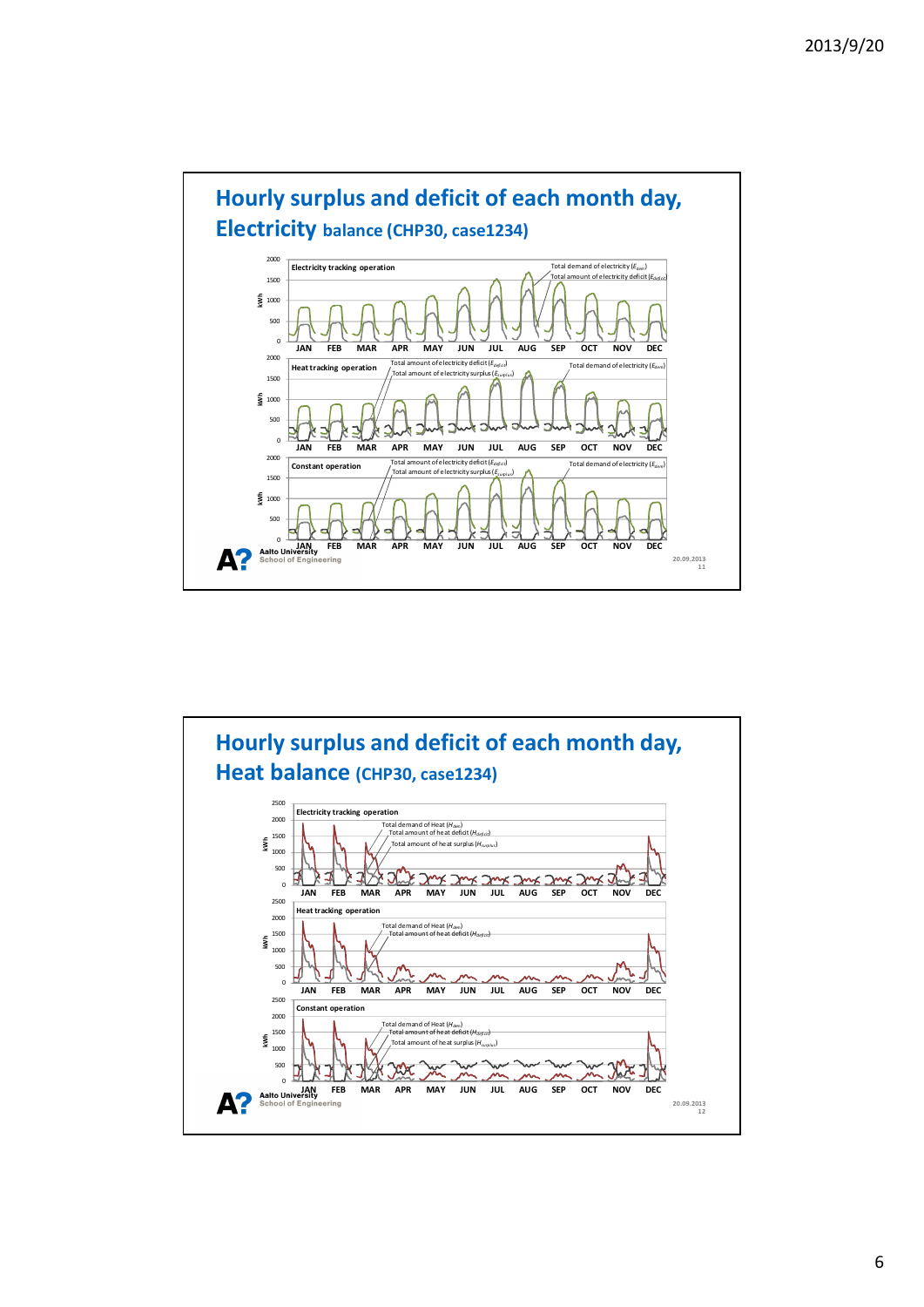## Hourly surplus and deficit of each month day, Electricity balance (CHP30, case1234)

Electricity tracking operation

Total demand of electricity ($E_{dem}$)

Total amount of electricity deficit ($E_{deficit}$)

Heat tracking operation

Total amount of electricity deficit ($E_{deficit}$)

Total amount of electricity surplus ($E_{surplus}$)

Total demand of electricity ($E_{dem}$)

Constant operation

Total amount of electricity deficit ($E_{deficit}$)

Total amount of electricity surplus ($E_{surplus}$)

Total demand of electricity ($E_{dem}$)

JAN FEB MAR APR MAY JUN JUL AUG SEP OCT NOV DEC

Aalto University
School of Engineering

20.09.2013
11

## Hourly surplus and deficit of each month day, Heat balance (CHP30, case1234)

Electricity tracking operation

Total demand of Heat ($H_{dem}$)

Total amount of heat deficit ($H_{deficit}$)

Total amount of heat surplus ($H_{surplus}$)

Heat tracking operation

Total demand of Heat ($H_{dem}$)

Total amount of heat deficit ($H_{deficit}$)

Constant operation

Total demand of Heat ($H_{dem}$)

Total amount of heat deficit ($H_{deficit}$)

Total amount of heat surplus ($H_{surplus}$)

JAN FEB MAR APR MAY JUN JUL AUG SEP OCT NOV DEC

Aalto University
School of Engineering

20.09.2013
12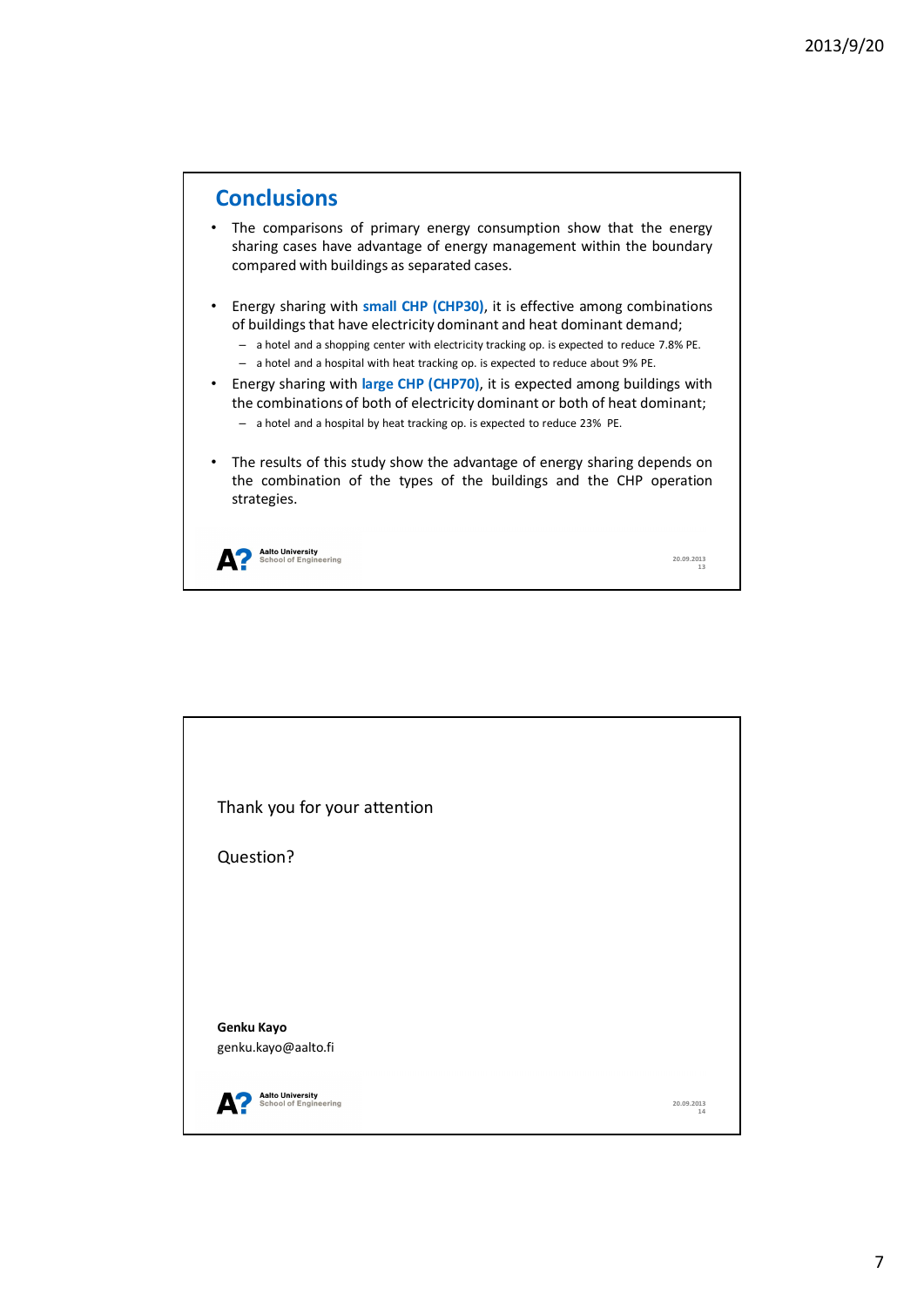## Conclusions

- The comparisons of primary energy consumption show that the energy sharing cases have advantage of energy management within the boundary compared with buildings as separated cases.
- Energy sharing with **small CHP (CHP30)**, it is effective among combinations of buildings that have electricity dominant and heat dominant demand;
  - a hotel and a shopping center with electricity tracking op. is expected to reduce 7.8% PE.
  - a hotel and a hospital with heat tracking op. is expected to reduce about 9% PE.
- Energy sharing with **large CHP (CHP70)**, it is expected among buildings with the combinations of both of electricity dominant or both of heat dominant;
  - a hotel and a hospital by heat tracking op. is expected to reduce 23% PE.
- The results of this study show the advantage of energy sharing depends on the combination of the types of the buildings and the CHP operation strategies.

Aalto University
School of Engineering

20.09.2013
13

Thank you for your attention

Question?

**Genku Kayo**
genku.kayo@aalto.fi

Aalto University
School of Engineering

20.09.2013
14